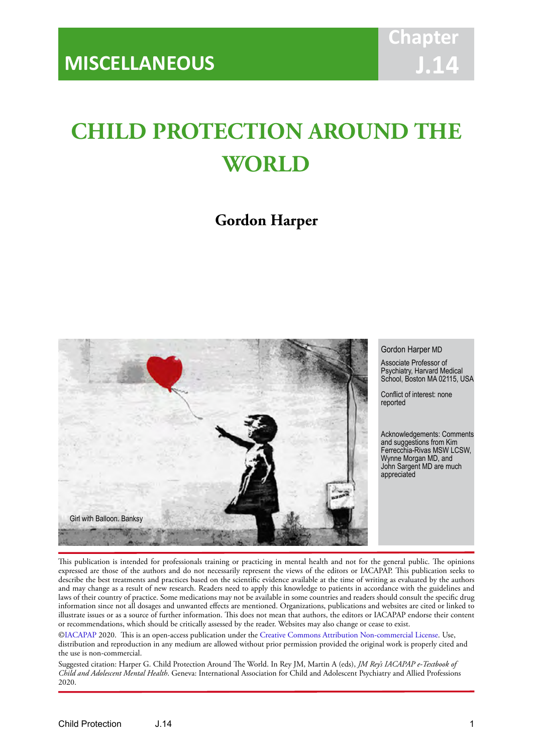MISCELLANEOUS

Chapter J.14

# CHILD PROTECTION AROUND THE WORLD

**Gordon Harper**

Girl with Balloon. Banksy

Gordon Harper MD

Associate Professor of Psychiatry, Harvard Medical School, Boston MA 02115, USA

Conflict of interest: none reported

Acknowledgements: Comments and suggestions from Kim Ferrecchia-Rivas MSW LCSW, Wynne Morgan MD, and John Sargent MD are much appreciated

This publication is intended for professionals training or practicing in mental health and not for the general public. The opinions expressed are those of the authors and do not necessarily represent the views of the editors or IACAPAP. This publication seeks to describe the best treatments and practices based on the scientific evidence available at the time of writing as evaluated by the authors and may change as a result of new research. Readers need to apply this knowledge to patients in accordance with the guidelines and laws of their country of practice. Some medications may not be available in some countries and readers should consult the specific drug information since not all dosages and unwanted effects are mentioned. Organizations, publications and websites are cited or linked to illustrate issues or as a source of further information. This does not mean that authors, the editors or IACAPAP endorse their content or recommendations, which should be critically assessed by the reader. Websites may also change or cease to exist.

©IACAPAP 2020. This is an open-access publication under the Creative Commons Attribution Non-commercial License. Use, distribution and reproduction in any medium are allowed without prior permission provided the original work is properly cited and the use is non-commercial.

Suggested citation: Harper G. Child Protection Around The World. In Rey JM, Martin A (eds), *JM Rey's IACAPAP e-Textbook of Child and Adolescent Mental Health*. Geneva: International Association for Child and Adolescent Psychiatry and Allied Professions 2020.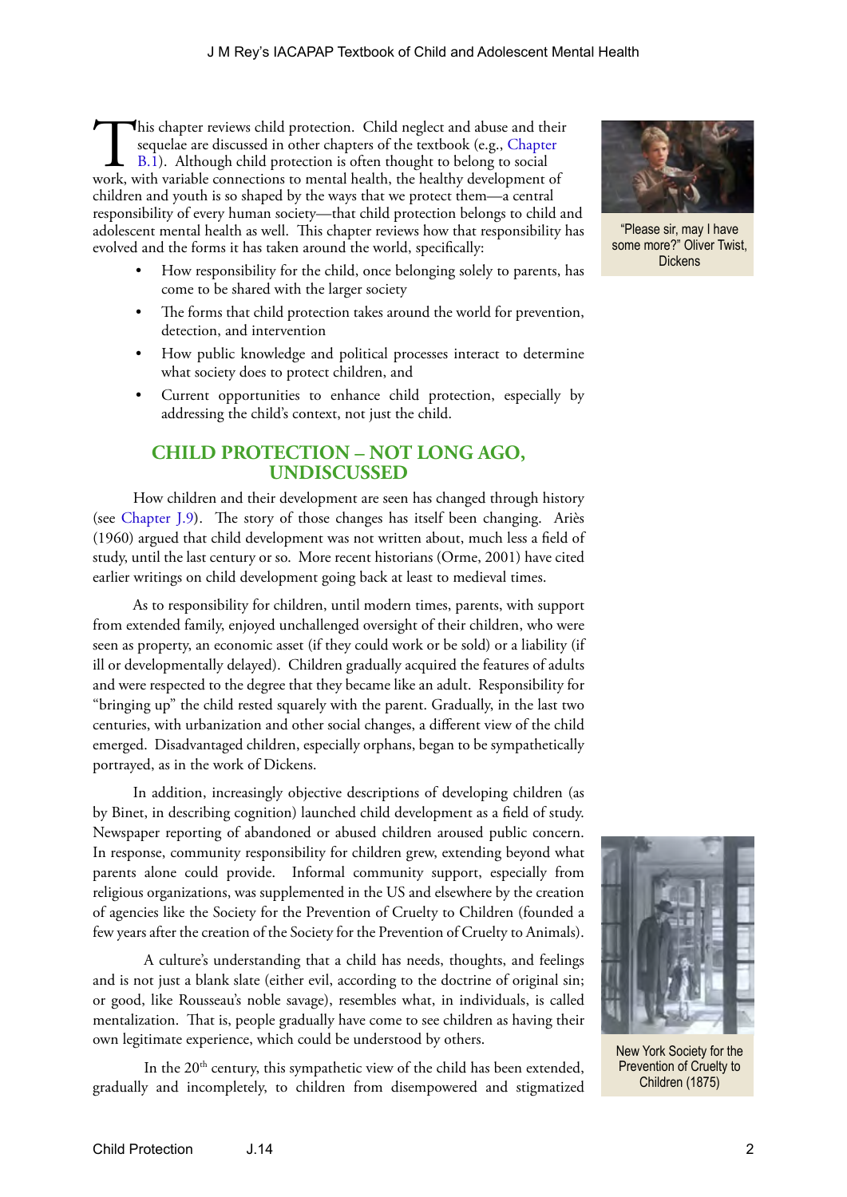This chapter reviews child protection. Child neglect and abuse and their sequelae are discussed in other chapters of the textbook (e.g., Chapter B.1). Although child protection is often thought to belong to social work, with variable connections to mental health, the healthy development of children and youth is so shaped by the ways that we protect them—a central responsibility of every human society—that child protection belongs to child and adolescent mental health as well. This chapter reviews how that responsibility has evolved and the forms it has taken around the world, specifically:

- How responsibility for the child, once belonging solely to parents, has come to be shared with the larger society
- The forms that child protection takes around the world for prevention, detection, and intervention
- How public knowledge and political processes interact to determine what society does to protect children, and
- Current opportunities to enhance child protection, especially by addressing the child's context, not just the child.

"Please sir, may I have some more?" Oliver Twist, Dickens

## CHILD PROTECTION – NOT LONG AGO, UNDISCUSSED

How children and their development are seen has changed through history (see Chapter J.9). The story of those changes has itself been changing. Ariès (1960) argued that child development was not written about, much less a field of study, until the last century or so. More recent historians (Orme, 2001) have cited earlier writings on child development going back at least to medieval times.

As to responsibility for children, until modern times, parents, with support from extended family, enjoyed unchallenged oversight of their children, who were seen as property, an economic asset (if they could work or be sold) or a liability (if ill or developmentally delayed). Children gradually acquired the features of adults and were respected to the degree that they became like an adult. Responsibility for "bringing up" the child rested squarely with the parent. Gradually, in the last two centuries, with urbanization and other social changes, a different view of the child emerged. Disadvantaged children, especially orphans, began to be sympathetically portrayed, as in the work of Dickens.

In addition, increasingly objective descriptions of developing children (as by Binet, in describing cognition) launched child development as a field of study. Newspaper reporting of abandoned or abused children aroused public concern. In response, community responsibility for children grew, extending beyond what parents alone could provide. Informal community support, especially from religious organizations, was supplemented in the US and elsewhere by the creation of agencies like the Society for the Prevention of Cruelty to Children (founded a few years after the creation of the Society for the Prevention of Cruelty to Animals).

A culture's understanding that a child has needs, thoughts, and feelings and is not just a blank slate (either evil, according to the doctrine of original sin; or good, like Rousseau's noble savage), resembles what, in individuals, is called mentalization. That is, people gradually have come to see children as having their own legitimate experience, which could be understood by others.

In the 20th century, this sympathetic view of the child has been extended, gradually and incompletely, to children from disempowered and stigmatized

New York Society for the Prevention of Cruelty to Children (1875)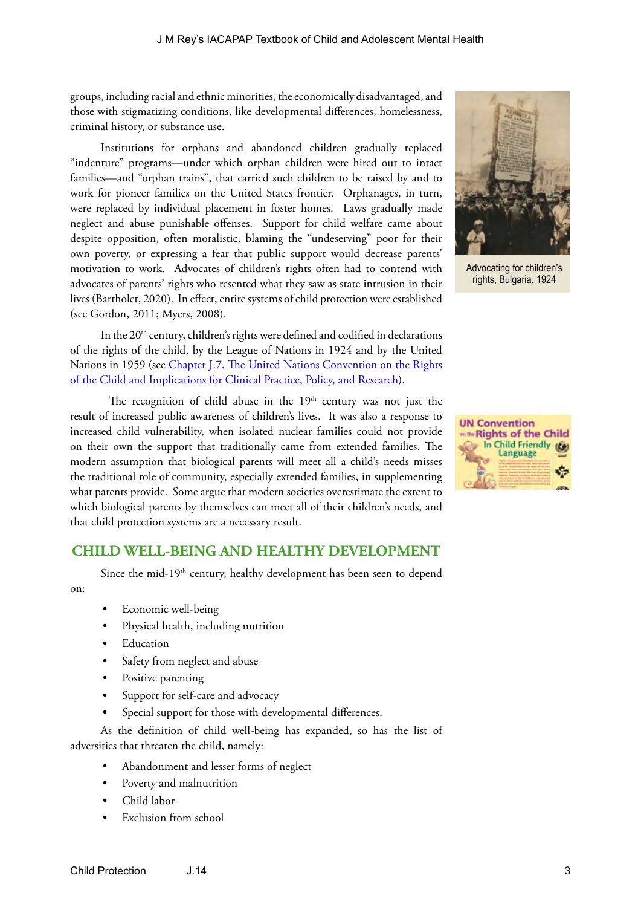groups, including racial and ethnic minorities, the economically disadvantaged, and those with stigmatizing conditions, like developmental differences, homelessness, criminal history, or substance use.

Institutions for orphans and abandoned children gradually replaced "indenture" programs—under which orphan children were hired out to intact families—and "orphan trains", that carried such children to be raised by and to work for pioneer families on the United States frontier. Orphanages, in turn, were replaced by individual placement in foster homes. Laws gradually made neglect and abuse punishable offenses. Support for child welfare came about despite opposition, often moralistic, blaming the "undeserving" poor for their own poverty, or expressing a fear that public support would decrease parents' motivation to work. Advocates of children's rights often had to contend with advocates of parents' rights who resented what they saw as state intrusion in their lives (Bartholet, 2020). In effect, entire systems of child protection were established (see Gordon, 2011; Myers, 2008).

Advocating for children's rights, Bulgaria, 1924

In the 20th century, children's rights were defined and codified in declarations of the rights of the child, by the League of Nations in 1924 and by the United Nations in 1959 (see Chapter J.7, The United Nations Convention on the Rights of the Child and Implications for Clinical Practice, Policy, and Research).

The recognition of child abuse in the 19th century was not just the result of increased public awareness of children's lives. It was also a response to increased child vulnerability, when isolated nuclear families could not provide on their own the support that traditionally came from extended families. The modern assumption that biological parents will meet all a child's needs misses the traditional role of community, especially extended families, in supplementing what parents provide. Some argue that modern societies overestimate the extent to which biological parents by themselves can meet all of their children's needs, and that child protection systems are a necessary result.

## CHILD WELL-BEING AND HEALTHY DEVELOPMENT

Since the mid-19th century, healthy development has been seen to depend on:

- Economic well-being
- Physical health, including nutrition
- Education
- Safety from neglect and abuse
- Positive parenting
- Support for self-care and advocacy
- Special support for those with developmental differences.

As the definition of child well-being has expanded, so has the list of adversities that threaten the child, namely:

- Abandonment and lesser forms of neglect
- Poverty and malnutrition
- Child labor
- Exclusion from school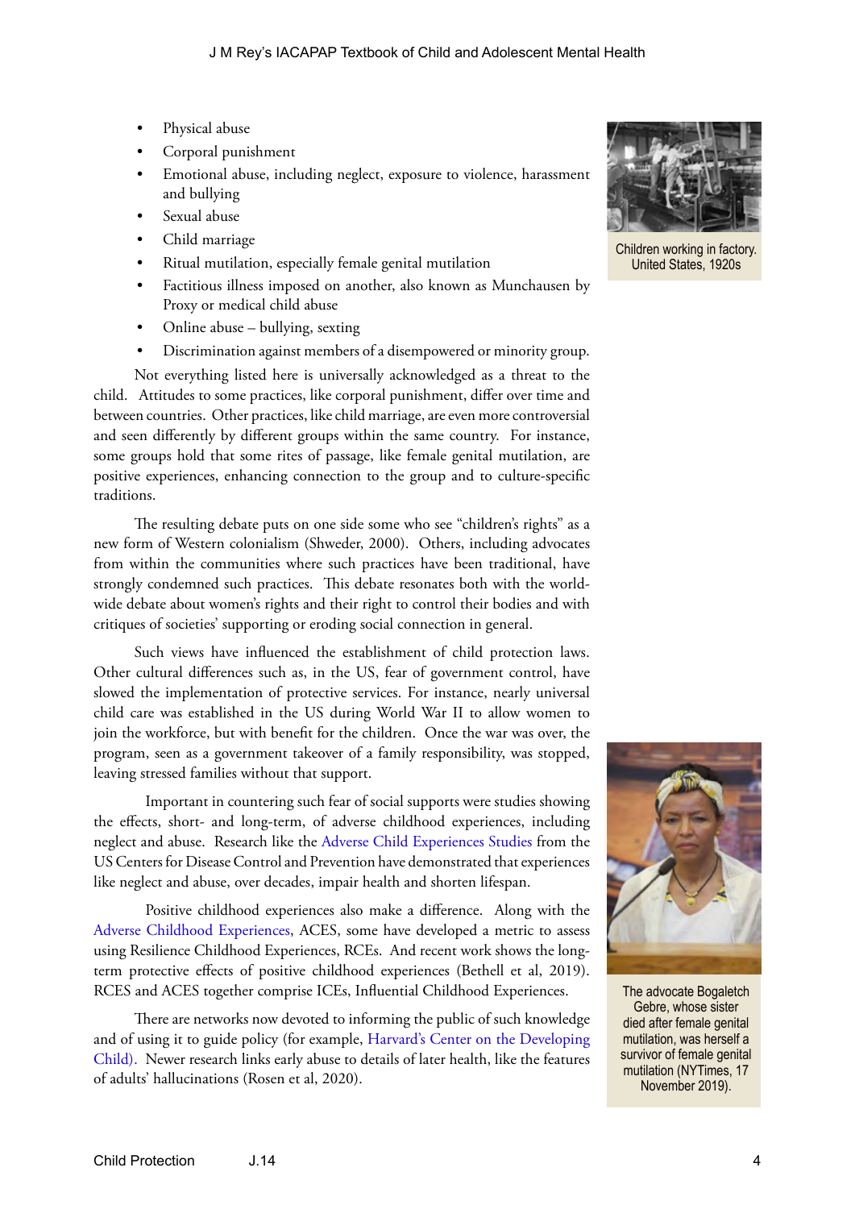- Physical abuse
- Corporal punishment
- Emotional abuse, including neglect, exposure to violence, harassment and bullying
- Sexual abuse
- Child marriage
- Ritual mutilation, especially female genital mutilation
- Factitious illness imposed on another, also known as Munchausen by Proxy or medical child abuse
- Online abuse – bullying, sexting
- Discrimination against members of a disempowered or minority group.

Children working in factory. United States, 1920s

Not everything listed here is universally acknowledged as a threat to the child. Attitudes to some practices, like corporal punishment, differ over time and between countries. Other practices, like child marriage, are even more controversial and seen differently by different groups within the same country. For instance, some groups hold that some rites of passage, like female genital mutilation, are positive experiences, enhancing connection to the group and to culture-specific traditions.

The resulting debate puts on one side some who see "children's rights" as a new form of Western colonialism (Shweder, 2000). Others, including advocates from within the communities where such practices have been traditional, have strongly condemned such practices. This debate resonates both with the world-wide debate about women's rights and their right to control their bodies and with critiques of societies' supporting or eroding social connection in general.

Such views have influenced the establishment of child protection laws. Other cultural differences such as, in the US, fear of government control, have slowed the implementation of protective services. For instance, nearly universal child care was established in the US during World War II to allow women to join the workforce, but with benefit for the children. Once the war was over, the program, seen as a government takeover of a family responsibility, was stopped, leaving stressed families without that support.

Important in countering such fear of social supports were studies showing the effects, short- and long-term, of adverse childhood experiences, including neglect and abuse. Research like the Adverse Child Experiences Studies from the US Centers for Disease Control and Prevention have demonstrated that experiences like neglect and abuse, over decades, impair health and shorten lifespan.

Positive childhood experiences also make a difference. Along with the Adverse Childhood Experiences, ACES, some have developed a metric to assess using Resilience Childhood Experiences, RCEs. And recent work shows the long-term protective effects of positive childhood experiences (Bethell et al, 2019). RCES and ACES together comprise ICEs, Influential Childhood Experiences.

There are networks now devoted to informing the public of such knowledge and of using it to guide policy (for example, Harvard's Center on the Developing Child). Newer research links early abuse to details of later health, like the features of adults' hallucinations (Rosen et al, 2020).

The advocate Bogaletch Gebre, whose sister died after female genital mutilation, was herself a survivor of female genital mutilation (NYTimes, 17 November 2019).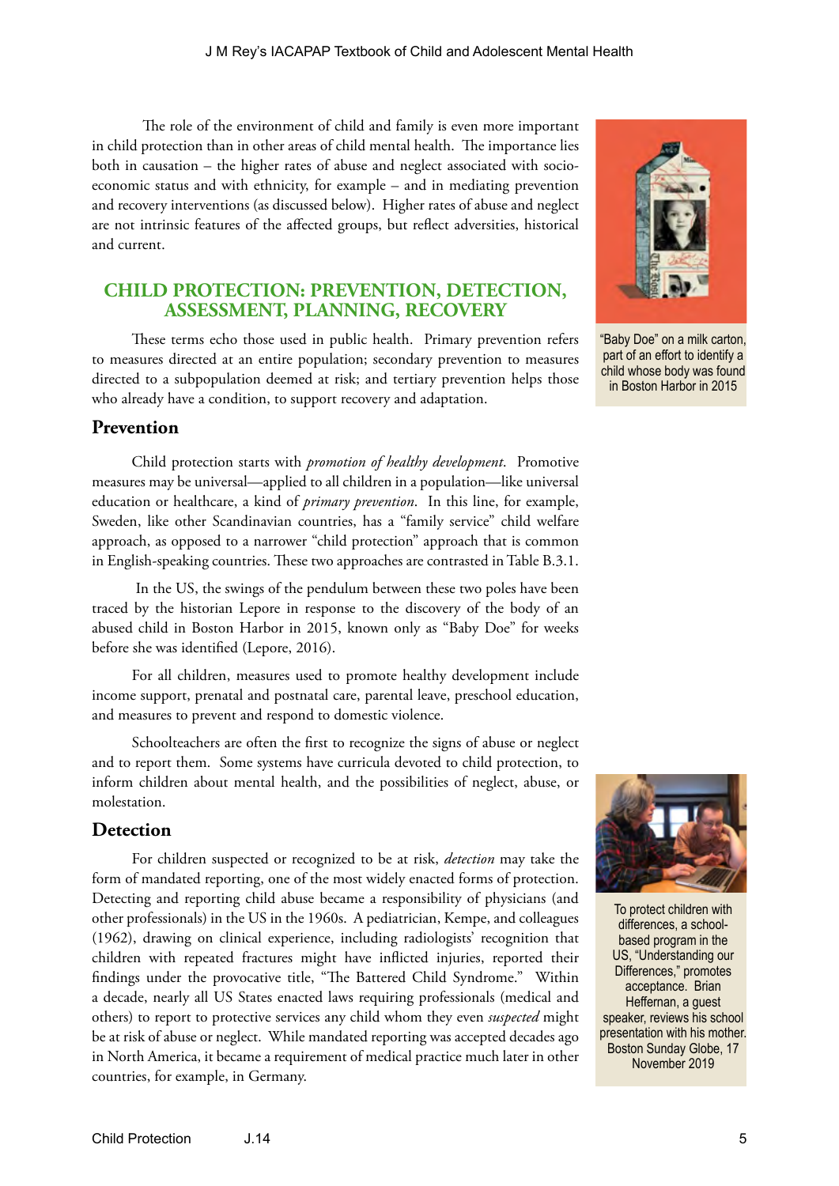The role of the environment of child and family is even more important in child protection than in other areas of child mental health. The importance lies both in causation – the higher rates of abuse and neglect associated with socio-economic status and with ethnicity, for example – and in mediating prevention and recovery interventions (as discussed below). Higher rates of abuse and neglect are not intrinsic features of the affected groups, but reflect adversities, historical and current.

"Baby Doe" on a milk carton, part of an effort to identify a child whose body was found in Boston Harbor in 2015

## CHILD PROTECTION: PREVENTION, DETECTION, ASSESSMENT, PLANNING, RECOVERY

These terms echo those used in public health. Primary prevention refers to measures directed at an entire population; secondary prevention to measures directed to a subpopulation deemed at risk; and tertiary prevention helps those who already have a condition, to support recovery and adaptation.

### Prevention

Child protection starts with *promotion of healthy development*. Promotive measures may be universal—applied to all children in a population—like universal education or healthcare, a kind of *primary prevention*. In this line, for example, Sweden, like other Scandinavian countries, has a "family service" child welfare approach, as opposed to a narrower "child protection" approach that is common in English-speaking countries. These two approaches are contrasted in Table B.3.1.

In the US, the swings of the pendulum between these two poles have been traced by the historian Lepore in response to the discovery of the body of an abused child in Boston Harbor in 2015, known only as "Baby Doe" for weeks before she was identified (Lepore, 2016).

For all children, measures used to promote healthy development include income support, prenatal and postnatal care, parental leave, preschool education, and measures to prevent and respond to domestic violence.

Schoolteachers are often the first to recognize the signs of abuse or neglect and to report them. Some systems have curricula devoted to child protection, to inform children about mental health, and the possibilities of neglect, abuse, or molestation.

### Detection

For children suspected or recognized to be at risk, *detection* may take the form of mandated reporting, one of the most widely enacted forms of protection. Detecting and reporting child abuse became a responsibility of physicians (and other professionals) in the US in the 1960s. A pediatrician, Kempe, and colleagues (1962), drawing on clinical experience, including radiologists' recognition that children with repeated fractures might have inflicted injuries, reported their findings under the provocative title, "The Battered Child Syndrome." Within a decade, nearly all US States enacted laws requiring professionals (medical and others) to report to protective services any child whom they even *suspected* might be at risk of abuse or neglect. While mandated reporting was accepted decades ago in North America, it became a requirement of medical practice much later in other countries, for example, in Germany.

To protect children with differences, a school-based program in the US, "Understanding our Differences," promotes acceptance. Brian Heffernan, a guest speaker, reviews his school presentation with his mother. Boston Sunday Globe, 17 November 2019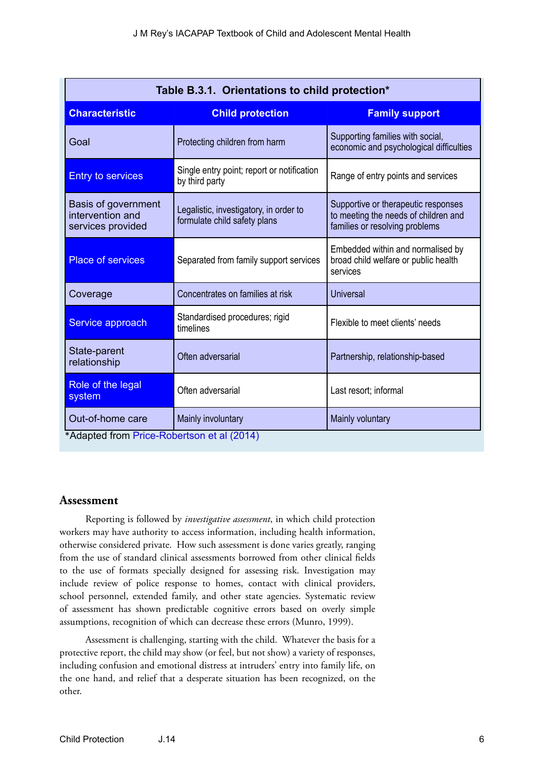**Table B.3.1. Orientations to child protection***

| Characteristic | Child protection | Family support |
|---|---|---|
| Goal | Protecting children from harm | Supporting families with social, economic and psychological difficulties |
| Entry to services | Single entry point; report or notification by third party | Range of entry points and services |
| Basis of government intervention and services provided | Legalistic, investigatory, in order to formulate child safety plans | Supportive or therapeutic responses to meeting the needs of children and families or resolving problems |
| Place of services | Separated from family support services | Embedded within and normalised by broad child welfare or public health services |
| Coverage | Concentrates on families at risk | Universal |
| Service approach | Standardised procedures; rigid timelines | Flexible to meet clients' needs |
| State-parent relationship | Often adversarial | Partnership, relationship-based |
| Role of the legal system | Often adversarial | Last resort; informal |
| Out-of-home care | Mainly involuntary | Mainly voluntary |

*Adapted from Price-Robertson et al (2014)

## Assessment

Reporting is followed by *investigative assessment*, in which child protection workers may have authority to access information, including health information, otherwise considered private. How such assessment is done varies greatly, ranging from the use of standard clinical assessments borrowed from other clinical fields to the use of formats specially designed for assessing risk. Investigation may include review of police response to homes, contact with clinical providers, school personnel, extended family, and other state agencies. Systematic review of assessment has shown predictable cognitive errors based on overly simple assumptions, recognition of which can decrease these errors (Munro, 1999).

Assessment is challenging, starting with the child. Whatever the basis for a protective report, the child may show (or feel, but not show) a variety of responses, including confusion and emotional distress at intruders' entry into family life, on the one hand, and relief that a desperate situation has been recognized, on the other.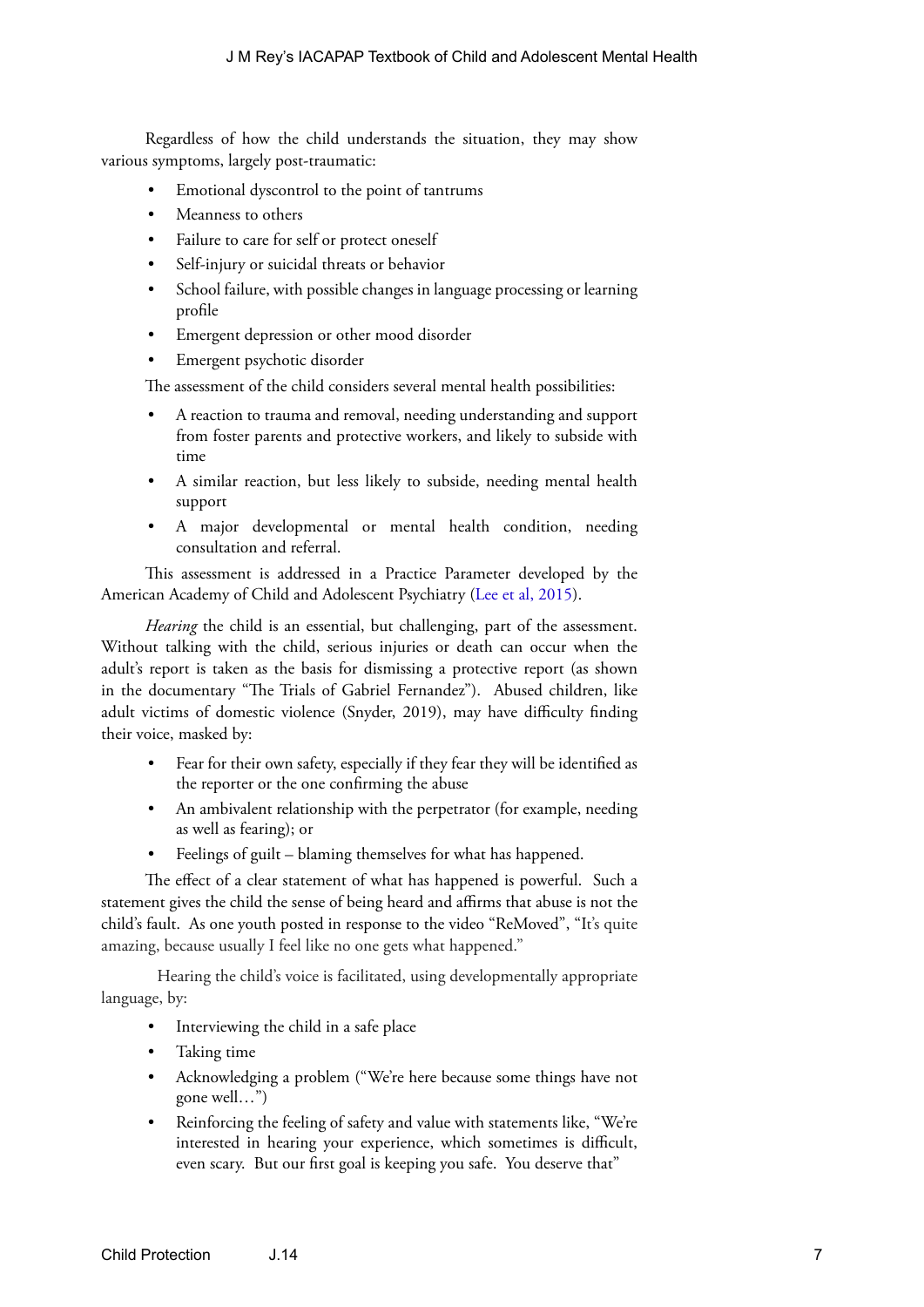Regardless of how the child understands the situation, they may show various symptoms, largely post-traumatic:

- Emotional dyscontrol to the point of tantrums
- Meanness to others
- Failure to care for self or protect oneself
- Self-injury or suicidal threats or behavior
- School failure, with possible changes in language processing or learning profile
- Emergent depression or other mood disorder
- Emergent psychotic disorder

The assessment of the child considers several mental health possibilities:

- A reaction to trauma and removal, needing understanding and support from foster parents and protective workers, and likely to subside with time
- A similar reaction, but less likely to subside, needing mental health support
- A major developmental or mental health condition, needing consultation and referral.

This assessment is addressed in a Practice Parameter developed by the American Academy of Child and Adolescent Psychiatry (Lee et al, 2015).

*Hearing* the child is an essential, but challenging, part of the assessment. Without talking with the child, serious injuries or death can occur when the adult's report is taken as the basis for dismissing a protective report (as shown in the documentary "The Trials of Gabriel Fernandez"). Abused children, like adult victims of domestic violence (Snyder, 2019), may have difficulty finding their voice, masked by:

- Fear for their own safety, especially if they fear they will be identified as the reporter or the one confirming the abuse
- An ambivalent relationship with the perpetrator (for example, needing as well as fearing); or
- Feelings of guilt – blaming themselves for what has happened.

The effect of a clear statement of what has happened is powerful. Such a statement gives the child the sense of being heard and affirms that abuse is not the child's fault. As one youth posted in response to the video "ReMoved", "It's quite amazing, because usually I feel like no one gets what happened."

Hearing the child's voice is facilitated, using developmentally appropriate language, by:

- Interviewing the child in a safe place
- Taking time
- Acknowledging a problem ("We're here because some things have not gone well…")
- Reinforcing the feeling of safety and value with statements like, "We're interested in hearing your experience, which sometimes is difficult, even scary. But our first goal is keeping you safe. You deserve that"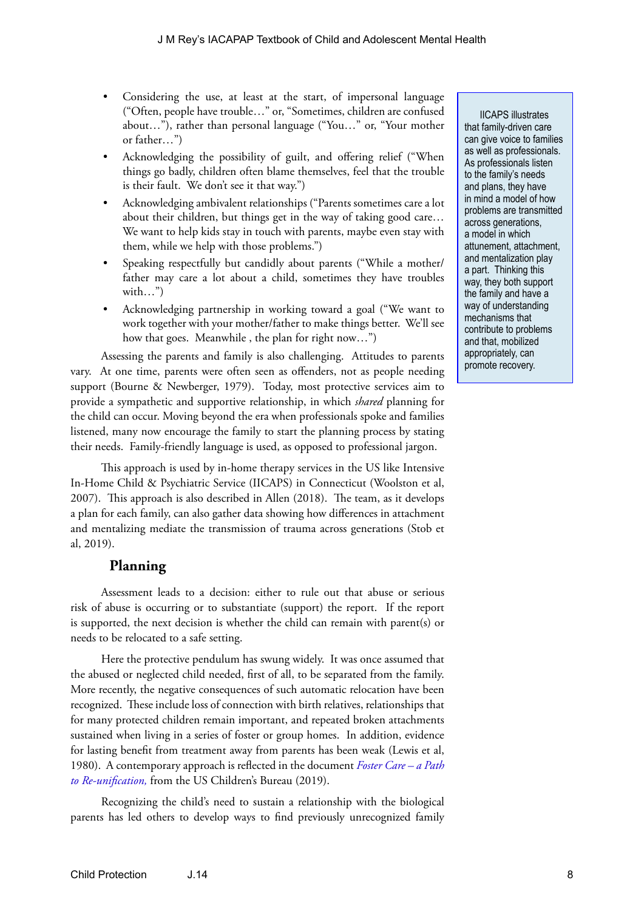- Considering the use, at least at the start, of impersonal language ("Often, people have trouble…" or, "Sometimes, children are confused about…"), rather than personal language ("You…" or, "Your mother or father…")
- Acknowledging the possibility of guilt, and offering relief ("When things go badly, children often blame themselves, feel that the trouble is their fault. We don't see it that way.")
- Acknowledging ambivalent relationships ("Parents sometimes care a lot about their children, but things get in the way of taking good care… We want to help kids stay in touch with parents, maybe even stay with them, while we help with those problems.")
- Speaking respectfully but candidly about parents ("While a mother/father may care a lot about a child, sometimes they have troubles with…")
- Acknowledging partnership in working toward a goal ("We want to work together with your mother/father to make things better. We'll see how that goes. Meanwhile , the plan for right now…")

Assessing the parents and family is also challenging. Attitudes to parents vary. At one time, parents were often seen as offenders, not as people needing support (Bourne & Newberger, 1979). Today, most protective services aim to provide a sympathetic and supportive relationship, in which *shared* planning for the child can occur. Moving beyond the era when professionals spoke and families listened, many now encourage the family to start the planning process by stating their needs. Family-friendly language is used, as opposed to professional jargon.

This approach is used by in-home therapy services in the US like Intensive In-Home Child & Psychiatric Service (IICAPS) in Connecticut (Woolston et al, 2007). This approach is also described in Allen (2018). The team, as it develops a plan for each family, can also gather data showing how differences in attachment and mentalizing mediate the transmission of trauma across generations (Stob et al, 2019).

> IICAPS illustrates that family-driven care can give voice to families as well as professionals. As professionals listen to the family's needs and plans, they have in mind a model of how problems are transmitted across generations, a model in which attunement, attachment, and mentalization play a part. Thinking this way, they both support the family and have a way of understanding mechanisms that contribute to problems and that, mobilized appropriately, can promote recovery.

## Planning

Assessment leads to a decision: either to rule out that abuse or serious risk of abuse is occurring or to substantiate (support) the report. If the report is supported, the next decision is whether the child can remain with parent(s) or needs to be relocated to a safe setting.

Here the protective pendulum has swung widely. It was once assumed that the abused or neglected child needed, first of all, to be separated from the family. More recently, the negative consequences of such automatic relocation have been recognized. These include loss of connection with birth relatives, relationships that for many protected children remain important, and repeated broken attachments sustained when living in a series of foster or group homes. In addition, evidence for lasting benefit from treatment away from parents has been weak (Lewis et al, 1980). A contemporary approach is reflected in the document *Foster Care – a Path to Re-unification,* from the US Children's Bureau (2019).

Recognizing the child's need to sustain a relationship with the biological parents has led others to develop ways to find previously unrecognized family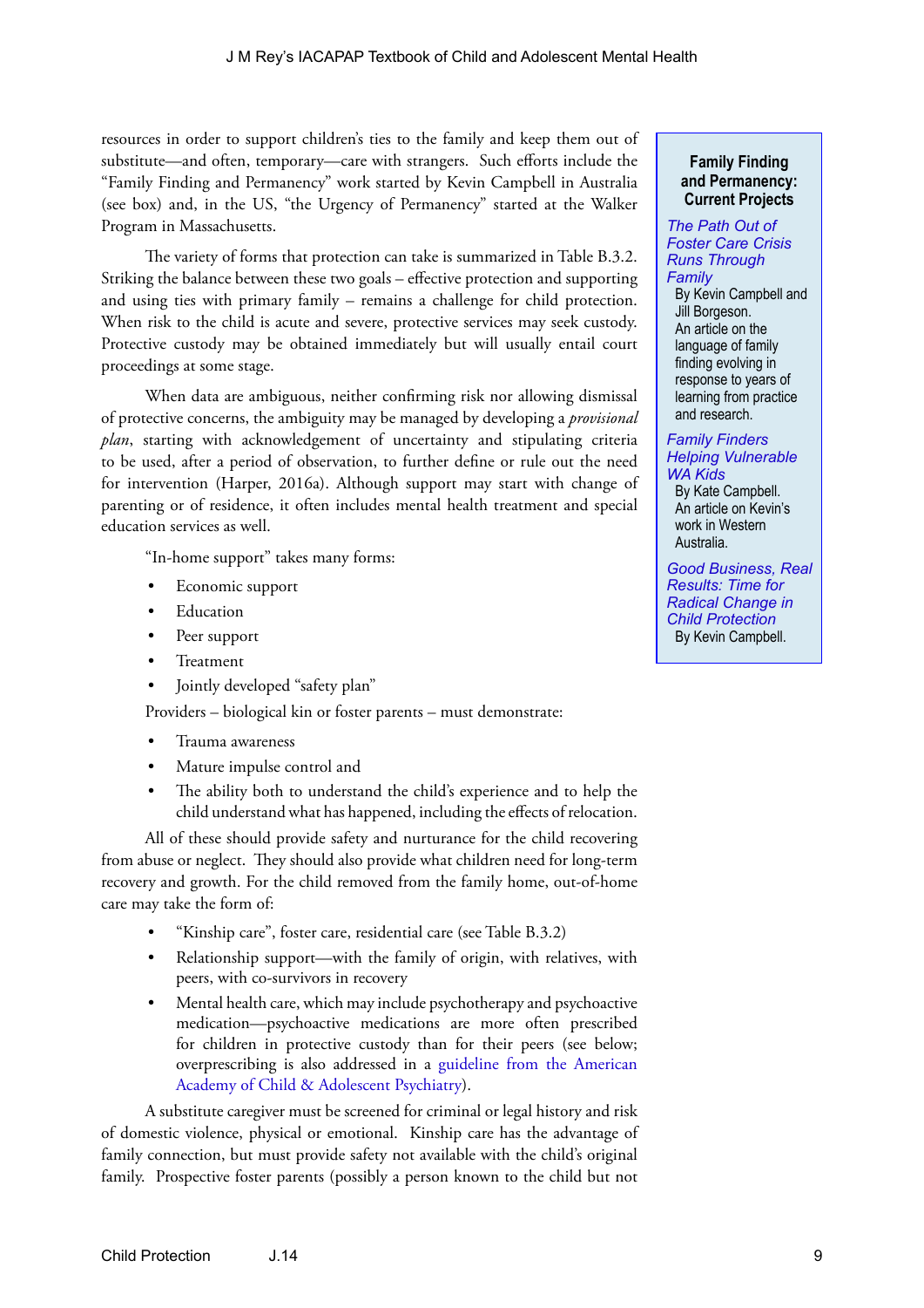resources in order to support children's ties to the family and keep them out of substitute—and often, temporary—care with strangers. Such efforts include the "Family Finding and Permanency" work started by Kevin Campbell in Australia (see box) and, in the US, "the Urgency of Permanency" started at the Walker Program in Massachusetts.

The variety of forms that protection can take is summarized in Table B.3.2. Striking the balance between these two goals – effective protection and supporting and using ties with primary family – remains a challenge for child protection. When risk to the child is acute and severe, protective services may seek custody. Protective custody may be obtained immediately but will usually entail court proceedings at some stage.

When data are ambiguous, neither confirming risk nor allowing dismissal of protective concerns, the ambiguity may be managed by developing a *provisional plan*, starting with acknowledgement of uncertainty and stipulating criteria to be used, after a period of observation, to further define or rule out the need for intervention (Harper, 2016a). Although support may start with change of parenting or of residence, it often includes mental health treatment and special education services as well.

"In-home support" takes many forms:

- Economic support
- Education
- Peer support
- Treatment
- Jointly developed "safety plan"

Providers – biological kin or foster parents – must demonstrate:

- Trauma awareness
- Mature impulse control and
- The ability both to understand the child's experience and to help the child understand what has happened, including the effects of relocation.

All of these should provide safety and nurturance for the child recovering from abuse or neglect. They should also provide what children need for long-term recovery and growth. For the child removed from the family home, out-of-home care may take the form of:

- "Kinship care", foster care, residential care (see Table B.3.2)
- Relationship support—with the family of origin, with relatives, with peers, with co-survivors in recovery
- Mental health care, which may include psychotherapy and psychoactive medication—psychoactive medications are more often prescribed for children in protective custody than for their peers (see below; overprescribing is also addressed in a guideline from the American Academy of Child & Adolescent Psychiatry).

A substitute caregiver must be screened for criminal or legal history and risk of domestic violence, physical or emotional. Kinship care has the advantage of family connection, but must provide safety not available with the child's original family. Prospective foster parents (possibly a person known to the child but not

> **Family Finding and Permanency: Current Projects**
>
> *The Path Out of Foster Care Crisis Runs Through Family*
> By Kevin Campbell and Jill Borgeson.
> An article on the language of family finding evolving in response to years of learning from practice and research.
>
> *Family Finders Helping Vulnerable WA Kids*
> By Kate Campbell.
> An article on Kevin's work in Western Australia.
>
> *Good Business, Real Results: Time for Radical Change in Child Protection*
> By Kevin Campbell.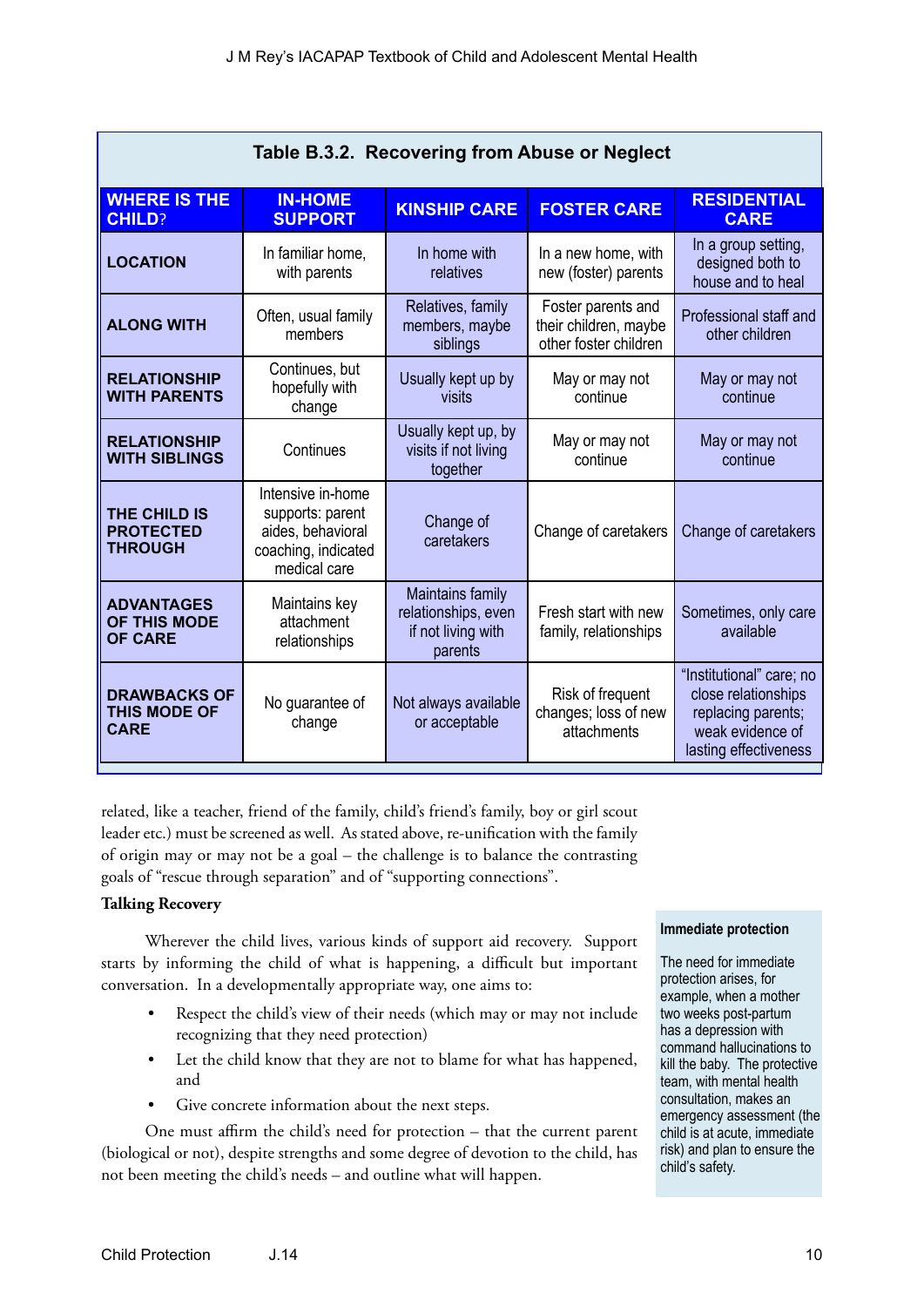**Table B.3.2. Recovering from Abuse or Neglect**

| WHERE IS THE CHILD? | IN-HOME SUPPORT | KINSHIP CARE | FOSTER CARE | RESIDENTIAL CARE |
|---|---|---|---|---|
| **LOCATION** | In familiar home, with parents | In home with relatives | In a new home, with new (foster) parents | In a group setting, designed both to house and to heal |
| **ALONG WITH** | Often, usual family members | Relatives, family members, maybe siblings | Foster parents and their children, maybe other foster children | Professional staff and other children |
| **RELATIONSHIP WITH PARENTS** | Continues, but hopefully with change | Usually kept up by visits | May or may not continue | May or may not continue |
| **RELATIONSHIP WITH SIBLINGS** | Continues | Usually kept up, by visits if not living together | May or may not continue | May or may not continue |
| **THE CHILD IS PROTECTED THROUGH** | Intensive in-home supports: parent aides, behavioral coaching, indicated medical care | Change of caretakers | Change of caretakers | Change of caretakers |
| **ADVANTAGES OF THIS MODE OF CARE** | Maintains key attachment relationships | Maintains family relationships, even if not living with parents | Fresh start with new family, relationships | Sometimes, only care available |
| **DRAWBACKS OF THIS MODE OF CARE** | No guarantee of change | Not always available or acceptable | Risk of frequent changes; loss of new attachments | "Institutional" care; no close relationships replacing parents; weak evidence of lasting effectiveness |

related, like a teacher, friend of the family, child's friend's family, boy or girl scout leader etc.) must be screened as well. As stated above, re-unification with the family of origin may or may not be a goal – the challenge is to balance the contrasting goals of "rescue through separation" and of "supporting connections".

**Talking Recovery**

Wherever the child lives, various kinds of support aid recovery. Support starts by informing the child of what is happening, a difficult but important conversation. In a developmentally appropriate way, one aims to:

- Respect the child's view of their needs (which may or may not include recognizing that they need protection)
- Let the child know that they are not to blame for what has happened, and
- Give concrete information about the next steps.

One must affirm the child's need for protection – that the current parent (biological or not), despite strengths and some degree of devotion to the child, has not been meeting the child's needs – and outline what will happen.

**Immediate protection**

The need for immediate protection arises, for example, when a mother two weeks post-partum has a depression with command hallucinations to kill the baby. The protective team, with mental health consultation, makes an emergency assessment (the child is at acute, immediate risk) and plan to ensure the child's safety.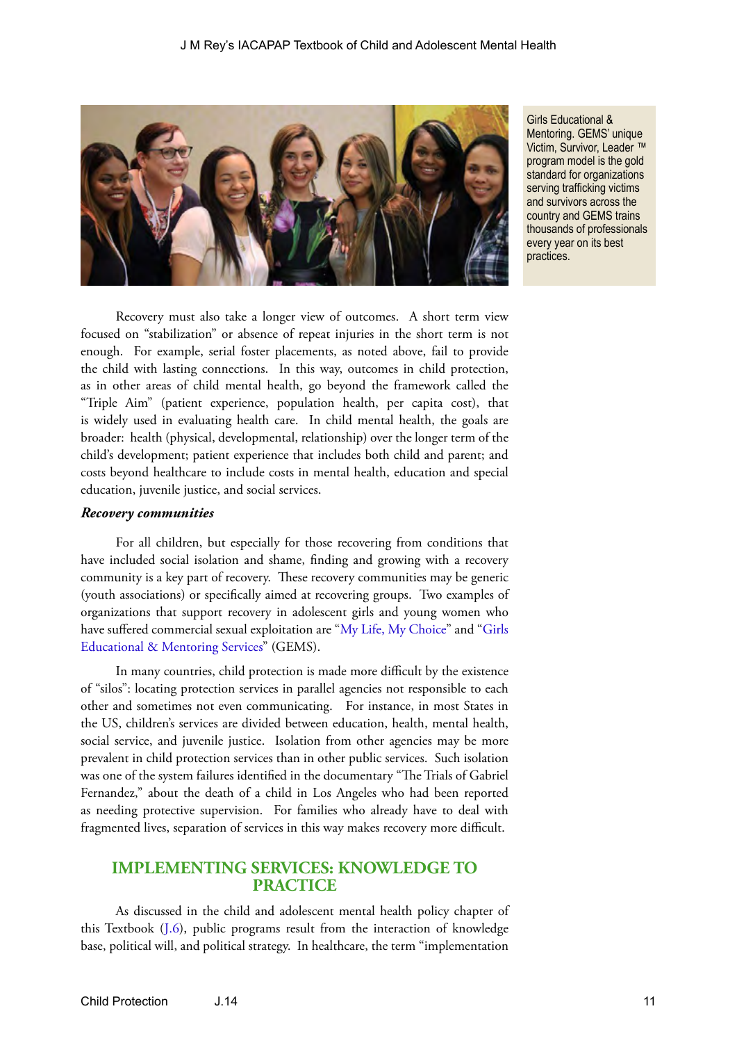Girls Educational & Mentoring. GEMS' unique Victim, Survivor, Leader ™ program model is the gold standard for organizations serving trafficking victims and survivors across the country and GEMS trains thousands of professionals every year on its best practices.

Recovery must also take a longer view of outcomes. A short term view focused on "stabilization" or absence of repeat injuries in the short term is not enough. For example, serial foster placements, as noted above, fail to provide the child with lasting connections. In this way, outcomes in child protection, as in other areas of child mental health, go beyond the framework called the "Triple Aim" (patient experience, population health, per capita cost), that is widely used in evaluating health care. In child mental health, the goals are broader: health (physical, developmental, relationship) over the longer term of the child's development; patient experience that includes both child and parent; and costs beyond healthcare to include costs in mental health, education and special education, juvenile justice, and social services.

### *Recovery communities*

For all children, but especially for those recovering from conditions that have included social isolation and shame, finding and growing with a recovery community is a key part of recovery. These recovery communities may be generic (youth associations) or specifically aimed at recovering groups. Two examples of organizations that support recovery in adolescent girls and young women who have suffered commercial sexual exploitation are "My Life, My Choice" and "Girls Educational & Mentoring Services" (GEMS).

In many countries, child protection is made more difficult by the existence of "silos": locating protection services in parallel agencies not responsible to each other and sometimes not even communicating. For instance, in most States in the US, children's services are divided between education, health, mental health, social service, and juvenile justice. Isolation from other agencies may be more prevalent in child protection services than in other public services. Such isolation was one of the system failures identified in the documentary "The Trials of Gabriel Fernandez," about the death of a child in Los Angeles who had been reported as needing protective supervision. For families who already have to deal with fragmented lives, separation of services in this way makes recovery more difficult.

## IMPLEMENTING SERVICES: KNOWLEDGE TO PRACTICE

As discussed in the child and adolescent mental health policy chapter of this Textbook (J.6), public programs result from the interaction of knowledge base, political will, and political strategy. In healthcare, the term "implementation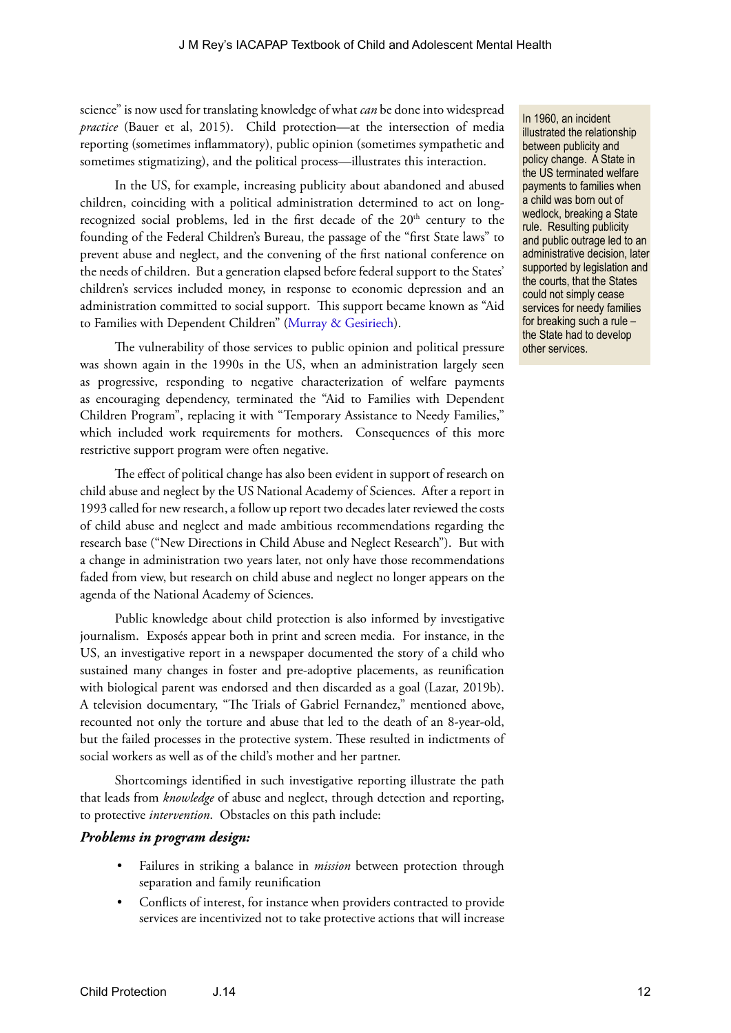science" is now used for translating knowledge of what *can* be done into widespread *practice* (Bauer et al, 2015). Child protection—at the intersection of media reporting (sometimes inflammatory), public opinion (sometimes sympathetic and sometimes stigmatizing), and the political process—illustrates this interaction.

In the US, for example, increasing publicity about abandoned and abused children, coinciding with a political administration determined to act on long-recognized social problems, led in the first decade of the 20th century to the founding of the Federal Children's Bureau, the passage of the "first State laws" to prevent abuse and neglect, and the convening of the first national conference on the needs of children. But a generation elapsed before federal support to the States' children's services included money, in response to economic depression and an administration committed to social support. This support became known as "Aid to Families with Dependent Children" (Murray & Gesiriech).

In 1960, an incident illustrated the relationship between publicity and policy change. A State in the US terminated welfare payments to families when a child was born out of wedlock, breaking a State rule. Resulting publicity and public outrage led to an administrative decision, later supported by legislation and the courts, that the States could not simply cease services for needy families for breaking such a rule – the State had to develop other services.

The vulnerability of those services to public opinion and political pressure was shown again in the 1990s in the US, when an administration largely seen as progressive, responding to negative characterization of welfare payments as encouraging dependency, terminated the "Aid to Families with Dependent Children Program", replacing it with "Temporary Assistance to Needy Families," which included work requirements for mothers. Consequences of this more restrictive support program were often negative.

The effect of political change has also been evident in support of research on child abuse and neglect by the US National Academy of Sciences. After a report in 1993 called for new research, a follow up report two decades later reviewed the costs of child abuse and neglect and made ambitious recommendations regarding the research base ("New Directions in Child Abuse and Neglect Research"). But with a change in administration two years later, not only have those recommendations faded from view, but research on child abuse and neglect no longer appears on the agenda of the National Academy of Sciences.

Public knowledge about child protection is also informed by investigative journalism. Exposés appear both in print and screen media. For instance, in the US, an investigative report in a newspaper documented the story of a child who sustained many changes in foster and pre-adoptive placements, as reunification with biological parent was endorsed and then discarded as a goal (Lazar, 2019b). A television documentary, "The Trials of Gabriel Fernandez," mentioned above, recounted not only the torture and abuse that led to the death of an 8-year-old, but the failed processes in the protective system. These resulted in indictments of social workers as well as of the child's mother and her partner.

Shortcomings identified in such investigative reporting illustrate the path that leads from *knowledge* of abuse and neglect, through detection and reporting, to protective *intervention*. Obstacles on this path include:

***Problems in program design:***

- Failures in striking a balance in *mission* between protection through separation and family reunification
- Conflicts of interest, for instance when providers contracted to provide services are incentivized not to take protective actions that will increase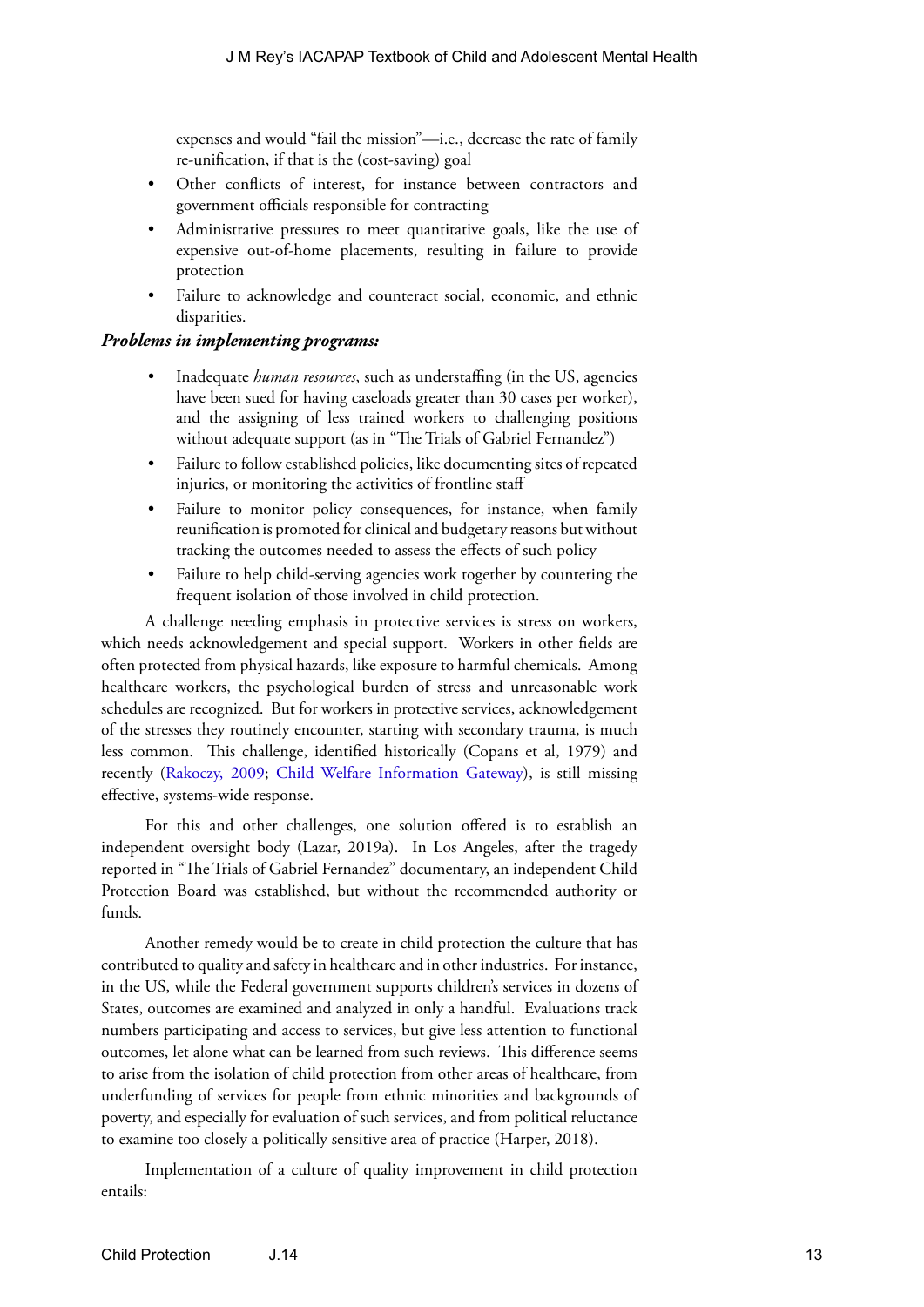expenses and would "fail the mission"—i.e., decrease the rate of family re-unification, if that is the (cost-saving) goal

- Other conflicts of interest, for instance between contractors and government officials responsible for contracting
- Administrative pressures to meet quantitative goals, like the use of expensive out-of-home placements, resulting in failure to provide protection
- Failure to acknowledge and counteract social, economic, and ethnic disparities.

***Problems in implementing programs:***

- Inadequate *human resources*, such as understaffing (in the US, agencies have been sued for having caseloads greater than 30 cases per worker), and the assigning of less trained workers to challenging positions without adequate support (as in "The Trials of Gabriel Fernandez")
- Failure to follow established policies, like documenting sites of repeated injuries, or monitoring the activities of frontline staff
- Failure to monitor policy consequences, for instance, when family reunification is promoted for clinical and budgetary reasons but without tracking the outcomes needed to assess the effects of such policy
- Failure to help child-serving agencies work together by countering the frequent isolation of those involved in child protection.

A challenge needing emphasis in protective services is stress on workers, which needs acknowledgement and special support. Workers in other fields are often protected from physical hazards, like exposure to harmful chemicals. Among healthcare workers, the psychological burden of stress and unreasonable work schedules are recognized. But for workers in protective services, acknowledgement of the stresses they routinely encounter, starting with secondary trauma, is much less common. This challenge, identified historically (Copans et al, 1979) and recently (Rakoczy, 2009; Child Welfare Information Gateway), is still missing effective, systems-wide response.

For this and other challenges, one solution offered is to establish an independent oversight body (Lazar, 2019a). In Los Angeles, after the tragedy reported in "The Trials of Gabriel Fernandez" documentary, an independent Child Protection Board was established, but without the recommended authority or funds.

Another remedy would be to create in child protection the culture that has contributed to quality and safety in healthcare and in other industries. For instance, in the US, while the Federal government supports children's services in dozens of States, outcomes are examined and analyzed in only a handful. Evaluations track numbers participating and access to services, but give less attention to functional outcomes, let alone what can be learned from such reviews. This difference seems to arise from the isolation of child protection from other areas of healthcare, from underfunding of services for people from ethnic minorities and backgrounds of poverty, and especially for evaluation of such services, and from political reluctance to examine too closely a politically sensitive area of practice (Harper, 2018).

Implementation of a culture of quality improvement in child protection entails: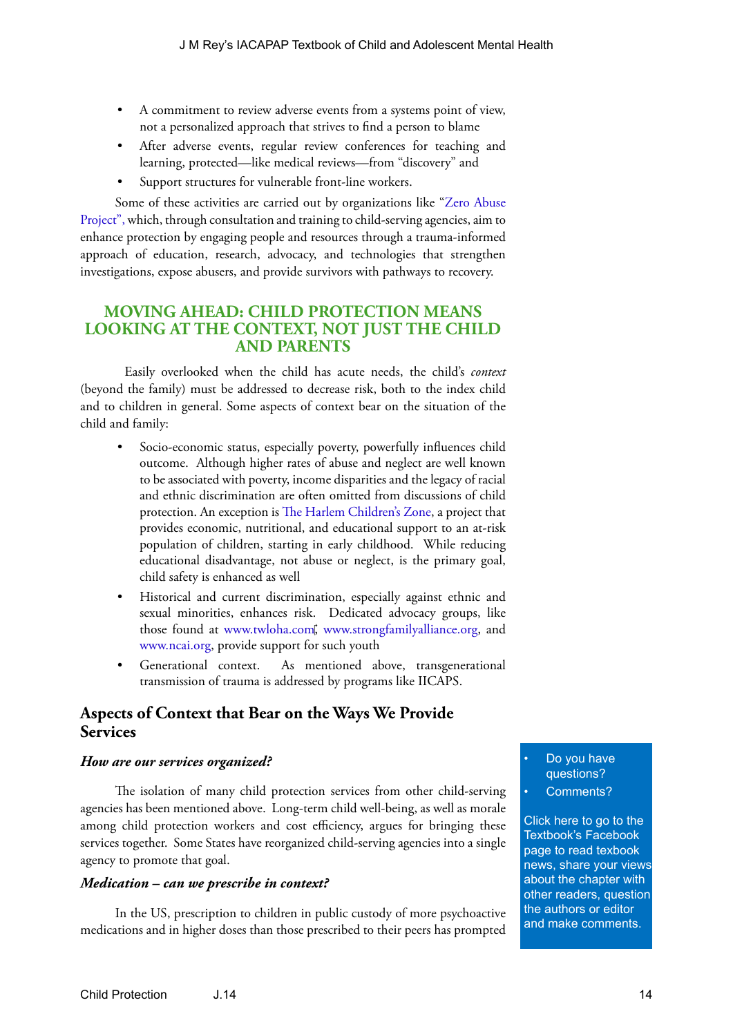- A commitment to review adverse events from a systems point of view, not a personalized approach that strives to find a person to blame
- After adverse events, regular review conferences for teaching and learning, protected—like medical reviews—from "discovery" and
- Support structures for vulnerable front-line workers.

Some of these activities are carried out by organizations like "Zero Abuse Project", which, through consultation and training to child-serving agencies, aim to enhance protection by engaging people and resources through a trauma-informed approach of education, research, advocacy, and technologies that strengthen investigations, expose abusers, and provide survivors with pathways to recovery.

## MOVING AHEAD: CHILD PROTECTION MEANS LOOKING AT THE CONTEXT, NOT JUST THE CHILD AND PARENTS

Easily overlooked when the child has acute needs, the child's *context* (beyond the family) must be addressed to decrease risk, both to the index child and to children in general. Some aspects of context bear on the situation of the child and family:

- Socio-economic status, especially poverty, powerfully influences child outcome. Although higher rates of abuse and neglect are well known to be associated with poverty, income disparities and the legacy of racial and ethnic discrimination are often omitted from discussions of child protection. An exception is The Harlem Children's Zone, a project that provides economic, nutritional, and educational support to an at-risk population of children, starting in early childhood. While reducing educational disadvantage, not abuse or neglect, is the primary goal, child safety is enhanced as well
- Historical and current discrimination, especially against ethnic and sexual minorities, enhances risk. Dedicated advocacy groups, like those found at www.twloha.com, www.strongfamilyalliance.org, and www.ncai.org, provide support for such youth
- Generational context. As mentioned above, transgenerational transmission of trauma is addressed by programs like IICAPS.

### Aspects of Context that Bear on the Ways We Provide Services

***How are our services organized?***

The isolation of many child protection services from other child-serving agencies has been mentioned above. Long-term child well-being, as well as morale among child protection workers and cost efficiency, argues for bringing these services together. Some States have reorganized child-serving agencies into a single agency to promote that goal.

***Medication – can we prescribe in context?***

In the US, prescription to children in public custody of more psychoactive medications and in higher doses than those prescribed to their peers has prompted

- Do you have questions?
- Comments?

Click here to go to the Textbook's Facebook page to read texbook news, share your views about the chapter with other readers, question the authors or editor and make comments.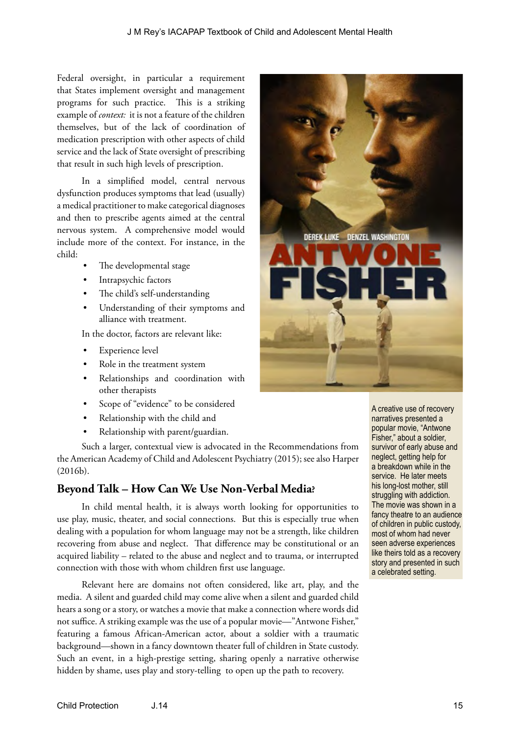Federal oversight, in particular a requirement that States implement oversight and management programs for such practice. This is a striking example of *context:* it is not a feature of the children themselves, but of the lack of coordination of medication prescription with other aspects of child service and the lack of State oversight of prescribing that result in such high levels of prescription.

In a simplified model, central nervous dysfunction produces symptoms that lead (usually) a medical practitioner to make categorical diagnoses and then to prescribe agents aimed at the central nervous system. A comprehensive model would include more of the context. For instance, in the child:

- The developmental stage
- Intrapsychic factors
- The child's self-understanding
- Understanding of their symptoms and alliance with treatment.

In the doctor, factors are relevant like:

- Experience level
- Role in the treatment system
- Relationships and coordination with other therapists
- Scope of "evidence" to be considered
- Relationship with the child and
- Relationship with parent/guardian.

Such a larger, contextual view is advocated in the Recommendations from the American Academy of Child and Adolescent Psychiatry (2015); see also Harper (2016b).

A creative use of recovery narratives presented a popular movie, "Antwone Fisher," about a soldier, survivor of early abuse and neglect, getting help for a breakdown while in the service. He later meets his long-lost mother, still struggling with addiction. The movie was shown in a fancy theatre to an audience of children in public custody, most of whom had never seen adverse experiences like theirs told as a recovery story and presented in such a celebrated setting.

## Beyond Talk – How Can We Use Non-Verbal Media?

In child mental health, it is always worth looking for opportunities to use play, music, theater, and social connections. But this is especially true when dealing with a population for whom language may not be a strength, like children recovering from abuse and neglect. That difference may be constitutional or an acquired liability – related to the abuse and neglect and to trauma, or interrupted connection with those with whom children first use language.

Relevant here are domains not often considered, like art, play, and the media. A silent and guarded child may come alive when a silent and guarded child hears a song or a story, or watches a movie that make a connection where words did not suffice. A striking example was the use of a popular movie—"Antwone Fisher," featuring a famous African-American actor, about a soldier with a traumatic background—shown in a fancy downtown theater full of children in State custody. Such an event, in a high-prestige setting, sharing openly a narrative otherwise hidden by shame, uses play and story-telling to open up the path to recovery.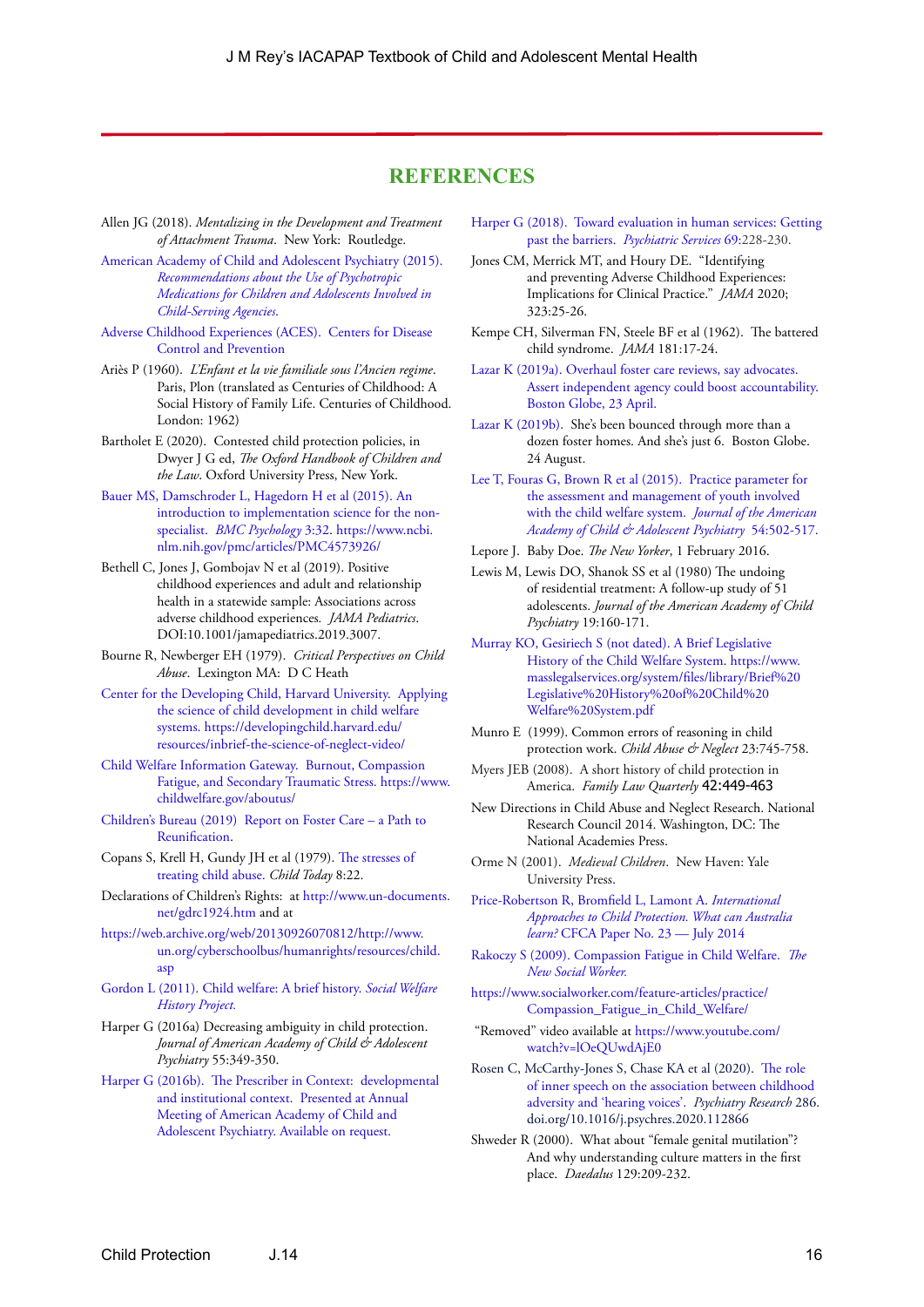# REFERENCES

Allen JG (2018). *Mentalizing in the Development and Treatment of Attachment Trauma*. New York: Routledge.

American Academy of Child and Adolescent Psychiatry (2015). *Recommendations about the Use of Psychotropic Medications for Children and Adolescents Involved in Child-Serving Agencies.*

Adverse Childhood Experiences (ACES). Centers for Disease Control and Prevention

Ariès P (1960). *L'Enfant et la vie familiale sous l'Ancien regime*. Paris, Plon (translated as Centuries of Childhood: A Social History of Family Life. Centuries of Childhood. London: 1962)

Bartholet E (2020). Contested child protection policies, in Dwyer J G ed, *The Oxford Handbook of Children and the Law*. Oxford University Press, New York.

Bauer MS, Damschroder L, Hagedorn H et al (2015). An introduction to implementation science for the non-specialist. *BMC Psychology* 3:32. https://www.ncbi.nlm.nih.gov/pmc/articles/PMC4573926/

Bethell C, Jones J, Gombojav N et al (2019). Positive childhood experiences and adult and relationship health in a statewide sample: Associations across adverse childhood experiences. *JAMA Pediatrics*. DOI:10.1001/jamapediatrics.2019.3007.

Bourne R, Newberger EH (1979). *Critical Perspectives on Child Abuse*. Lexington MA: D C Heath

Center for the Developing Child, Harvard University. Applying the science of child development in child welfare systems. https://developingchild.harvard.edu/resources/inbrief-the-science-of-neglect-video/

Child Welfare Information Gateway. Burnout, Compassion Fatigue, and Secondary Traumatic Stress. https://www.childwelfare.gov/aboutus/

Children's Bureau (2019) Report on Foster Care – a Path to Reunification.

Copans S, Krell H, Gundy JH et al (1979). The stresses of treating child abuse. *Child Today* 8:22.

Declarations of Children's Rights: at http://www.un-documents.net/gdrc1924.htm and at

https://web.archive.org/web/20130926070812/http://www.un.org/cyberschoolbus/humanrights/resources/child.asp

Gordon L (2011). Child welfare: A brief history. *Social Welfare History Project.*

Harper G (2016a) Decreasing ambiguity in child protection. *Journal of American Academy of Child & Adolescent Psychiatry* 55:349-350.

Harper G (2016b). The Prescriber in Context: developmental and institutional context. Presented at Annual Meeting of American Academy of Child and Adolescent Psychiatry. Available on request.

Harper G (2018). Toward evaluation in human services: Getting past the barriers. *Psychiatric Services* 69:228-230.

Jones CM, Merrick MT, and Houry DE. "Identifying and preventing Adverse Childhood Experiences: Implications for Clinical Practice." *JAMA* 2020; 323:25-26.

Kempe CH, Silverman FN, Steele BF et al (1962). The battered child syndrome. *JAMA* 181:17-24.

Lazar K (2019a). Overhaul foster care reviews, say advocates. Assert independent agency could boost accountability. Boston Globe, 23 April.

Lazar K (2019b). She's been bounced through more than a dozen foster homes. And she's just 6. Boston Globe. 24 August.

Lee T, Fouras G, Brown R et al (2015). Practice parameter for the assessment and management of youth involved with the child welfare system. *Journal of the American Academy of Child & Adolescent Psychiatry* 54:502-517.

Lepore J. Baby Doe. *The New Yorker*, 1 February 2016.

Lewis M, Lewis DO, Shanok SS et al (1980) The undoing of residential treatment: A follow-up study of 51 adolescents. *Journal of the American Academy of Child Psychiatry* 19:160-171.

Murray KO, Gesiriech S (not dated). A Brief Legislative History of the Child Welfare System. https://www.masslegalservices.org/system/files/library/Brief%20Legislative%20History%20of%20Child%20Welfare%20System.pdf

Munro E (1999). Common errors of reasoning in child protection work. *Child Abuse & Neglect* 23:745-758.

Myers JEB (2008). A short history of child protection in America. *Family Law Quarterly* 42:449-463

New Directions in Child Abuse and Neglect Research. National Research Council 2014. Washington, DC: The National Academies Press.

Orme N (2001). *Medieval Children*. New Haven: Yale University Press.

Price-Robertson R, Bromfield L, Lamont A. *International Approaches to Child Protection. What can Australia learn?* CFCA Paper No. 23 — July 2014

Rakoczy S (2009). Compassion Fatigue in Child Welfare. *The New Social Worker.*

https://www.socialworker.com/feature-articles/practice/Compassion_Fatigue_in_Child_Welfare/

"Removed" video available at https://www.youtube.com/watch?v=lOeQUwdAjE0

Rosen C, McCarthy-Jones S, Chase KA et al (2020). The role of inner speech on the association between childhood adversity and 'hearing voices'. *Psychiatry Research* 286. doi.org/10.1016/j.psychres.2020.112866

Shweder R (2000). What about "female genital mutilation"? And why understanding culture matters in the first place. *Daedalus* 129:209-232.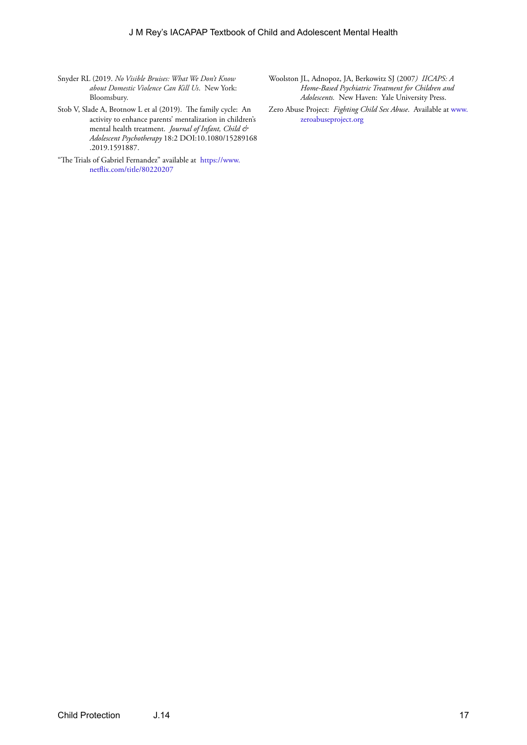Snyder RL (2019. *No Visible Bruises: What We Don't Know about Domestic Violence Can Kill Us*. New York: Bloomsbury.

Stob V, Slade A, Brotnow L et al (2019). The family cycle: An activity to enhance parents' mentalization in children's mental health treatment. *Journal of Infant, Child & Adolescent Psychotherapy* 18:2 DOI:10.1080/15289168.2019.1591887.

"The Trials of Gabriel Fernandez" available at https://www.netflix.com/title/80220207

Woolston JL, Adnopoz, JA, Berkowitz SJ (2007*) IICAPS: A Home-Based Psychiatric Treatment for Children and Adolescents.* New Haven: Yale University Press.

Zero Abuse Project: *Fighting Child Sex Abuse*. Available at www.zeroabuseproject.org